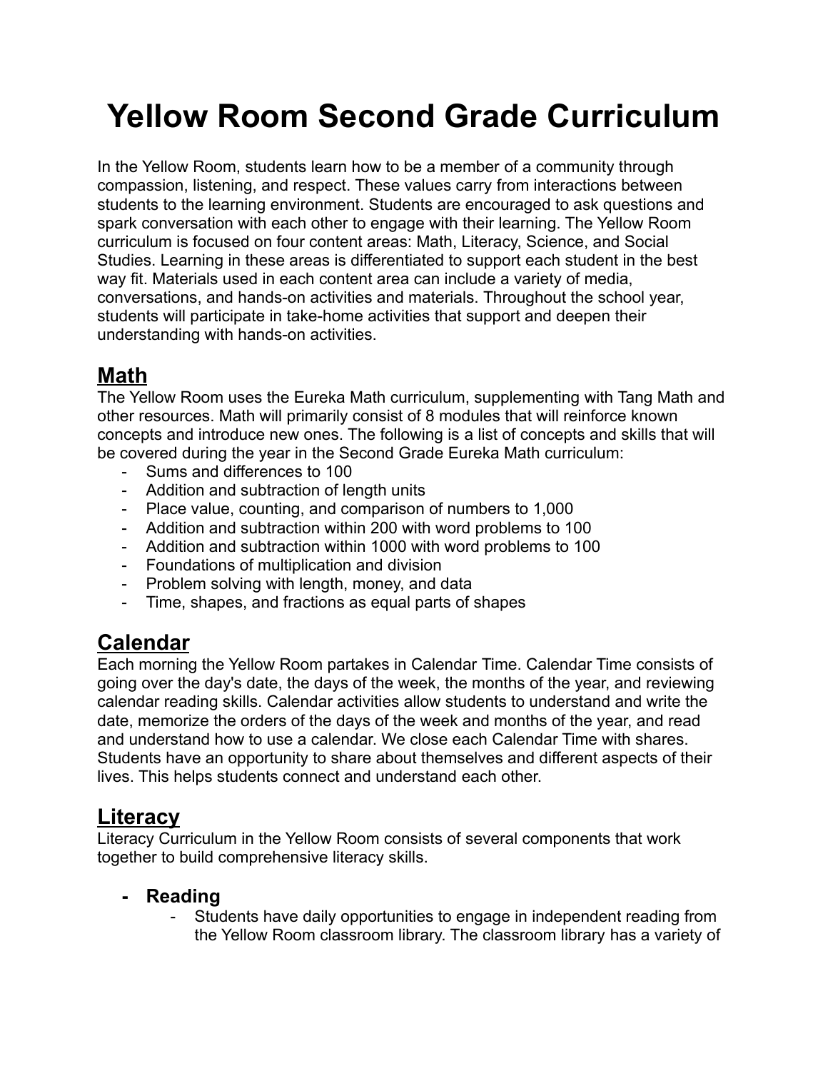# Yellow Room Second Grade Curriculum

In the Yellow Room, students learn how to be a member of a community through compassion, listening, and respect. These values carry from interactions between students to the learning environment. Students are encouraged to ask questions and spark conversation with each other to engage with their learning. The Yellow Room curriculum is focused on four content areas: Math, Literacy, Science, and Social Studies. Learning in these areas is differentiated to support each student in the best way fit. Materials used in each content area can include a variety of media, conversations, and hands-on activities and materials. Throughout the school year, students will participate in take-home activities that support and deepen their understanding with hands-on activities.

## Math

The Yellow Room uses the Eureka Math curriculum, supplementing with Tang Math and other resources. Math will primarily consist of 8 modules that will reinforce known concepts and introduce new ones. The following is a list of concepts and skills that will be covered during the year in the Second Grade Eureka Math curriculum:

- Sums and differences to 100
- Addition and subtraction of length units
- Place value, counting, and comparison of numbers to 1,000
- Addition and subtraction within 200 with word problems to 100
- Addition and subtraction within 1000 with word problems to 100
- Foundations of multiplication and division
- Problem solving with length, money, and data
- Time, shapes, and fractions as equal parts of shapes

## Calendar

Each morning the Yellow Room partakes in Calendar Time. Calendar Time consists of going over the day's date, the days of the week, the months of the year, and reviewing calendar reading skills. Calendar activities allow students to understand and write the date, memorize the orders of the days of the week and months of the year, and read and understand how to use a calendar. We close each Calendar Time with shares. Students have an opportunity to share about themselves and different aspects of their lives. This helps students connect and understand each other.

## Literacy

Literacy Curriculum in the Yellow Room consists of several components that work together to build comprehensive literacy skills.

- **Reading**
  - Students have daily opportunities to engage in independent reading from the Yellow Room classroom library. The classroom library has a variety of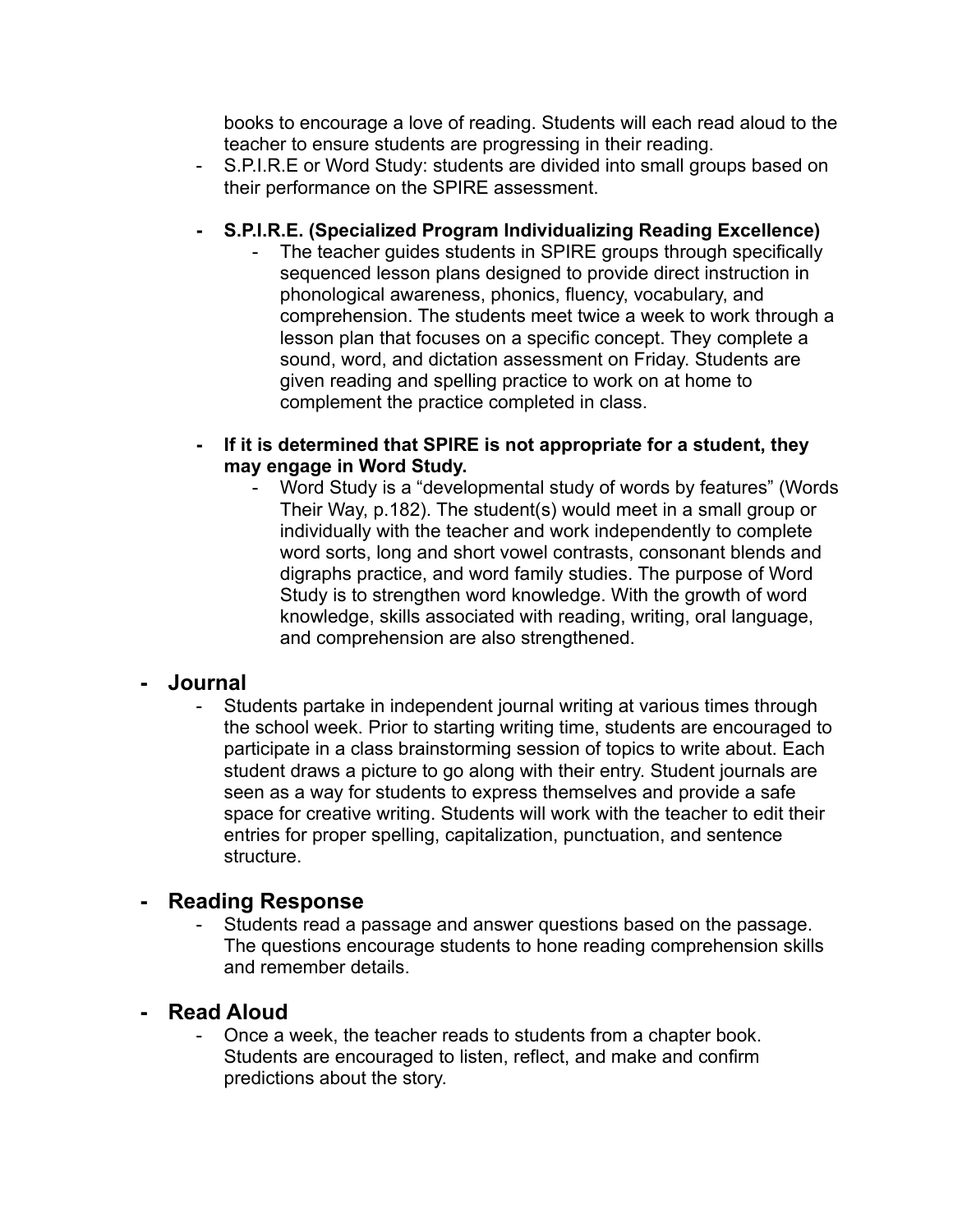books to encourage a love of reading. Students will each read aloud to the teacher to ensure students are progressing in their reading.

- S.P.I.R.E or Word Study: students are divided into small groups based on their performance on the SPIRE assessment.

- **S.P.I.R.E. (Specialized Program Individualizing Reading Excellence)**
  - The teacher guides students in SPIRE groups through specifically sequenced lesson plans designed to provide direct instruction in phonological awareness, phonics, fluency, vocabulary, and comprehension. The students meet twice a week to work through a lesson plan that focuses on a specific concept. They complete a sound, word, and dictation assessment on Friday. Students are given reading and spelling practice to work on at home to complement the practice completed in class.

- **If it is determined that SPIRE is not appropriate for a student, they may engage in Word Study.**
  - Word Study is a "developmental study of words by features" (Words Their Way, p.182). The student(s) would meet in a small group or individually with the teacher and work independently to complete word sorts, long and short vowel contrasts, consonant blends and digraphs practice, and word family studies. The purpose of Word Study is to strengthen word knowledge. With the growth of word knowledge, skills associated with reading, writing, oral language, and comprehension are also strengthened.

## - Journal

- Students partake in independent journal writing at various times through the school week. Prior to starting writing time, students are encouraged to participate in a class brainstorming session of topics to write about. Each student draws a picture to go along with their entry. Student journals are seen as a way for students to express themselves and provide a safe space for creative writing. Students will work with the teacher to edit their entries for proper spelling, capitalization, punctuation, and sentence structure.

## - Reading Response

- Students read a passage and answer questions based on the passage. The questions encourage students to hone reading comprehension skills and remember details.

## - Read Aloud

- Once a week, the teacher reads to students from a chapter book. Students are encouraged to listen, reflect, and make and confirm predictions about the story.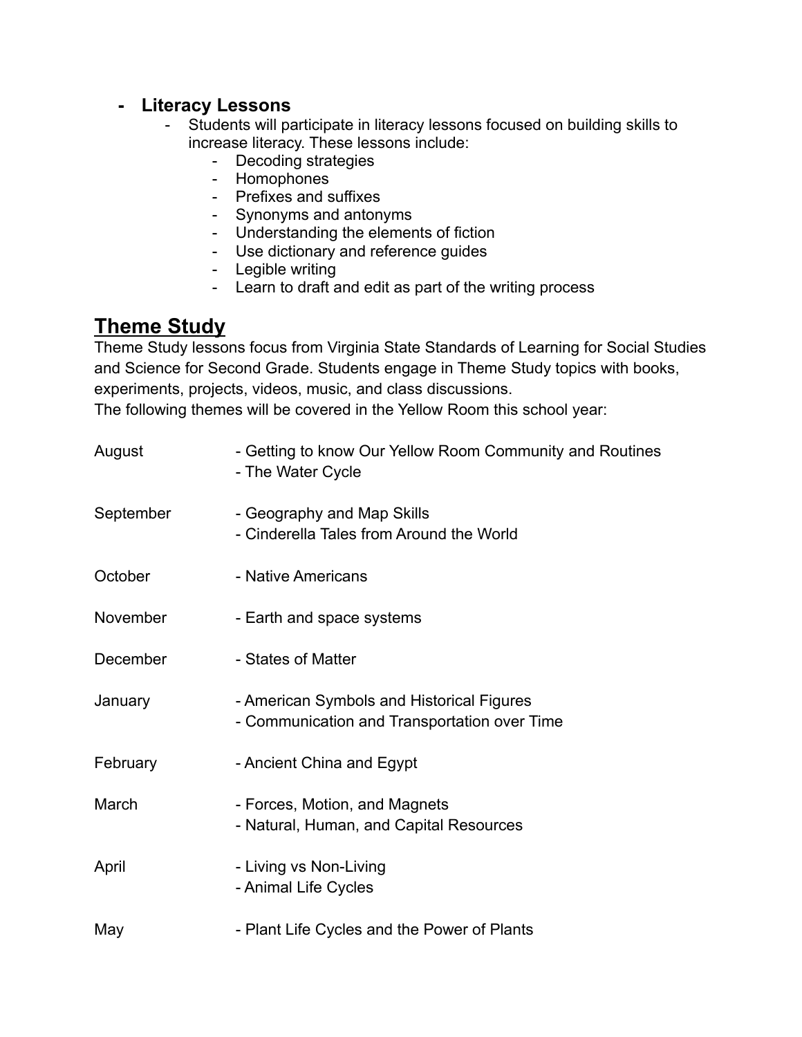- **Literacy Lessons**
    - Students will participate in literacy lessons focused on building skills to increase literacy. These lessons include:
        - Decoding strategies
        - Homophones
        - Prefixes and suffixes
        - Synonyms and antonyms
        - Understanding the elements of fiction
        - Use dictionary and reference guides
        - Legible writing
        - Learn to draft and edit as part of the writing process

## Theme Study

Theme Study lessons focus from Virginia State Standards of Learning for Social Studies and Science for Second Grade. Students engage in Theme Study topics with books, experiments, projects, videos, music, and class discussions.
The following themes will be covered in the Yellow Room this school year:

| | |
|---|---|
| August | - Getting to know Our Yellow Room Community and Routines<br>- The Water Cycle |
| September | - Geography and Map Skills<br>- Cinderella Tales from Around the World |
| October | - Native Americans |
| November | - Earth and space systems |
| December | - States of Matter |
| January | - American Symbols and Historical Figures<br>- Communication and Transportation over Time |
| February | - Ancient China and Egypt |
| March | - Forces, Motion, and Magnets<br>- Natural, Human, and Capital Resources |
| April | - Living vs Non-Living<br>- Animal Life Cycles |
| May | - Plant Life Cycles and the Power of Plants |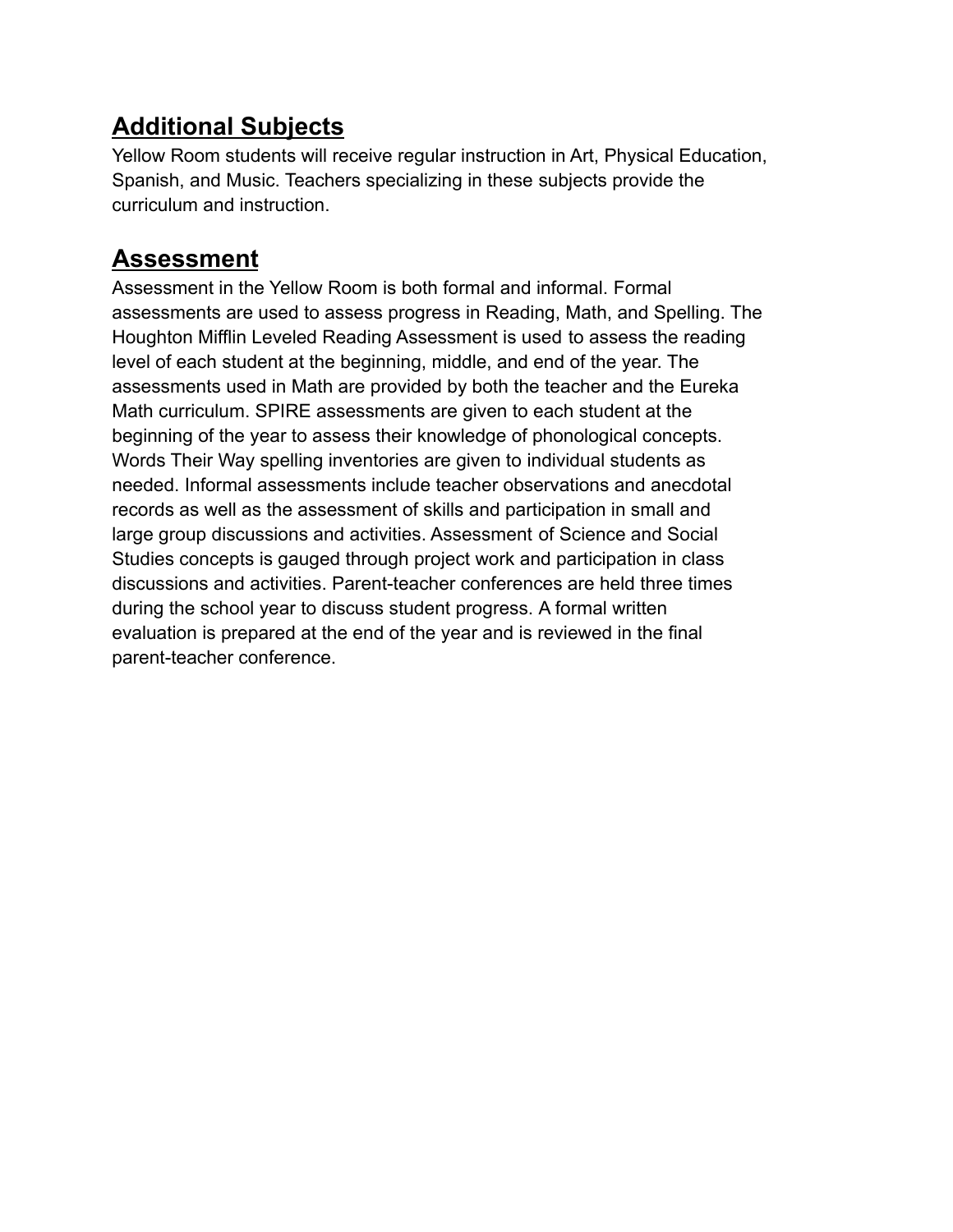## Additional Subjects

Yellow Room students will receive regular instruction in Art, Physical Education, Spanish, and Music. Teachers specializing in these subjects provide the curriculum and instruction.

## Assessment

Assessment in the Yellow Room is both formal and informal. Formal assessments are used to assess progress in Reading, Math, and Spelling. The Houghton Mifflin Leveled Reading Assessment is used to assess the reading level of each student at the beginning, middle, and end of the year. The assessments used in Math are provided by both the teacher and the Eureka Math curriculum. SPIRE assessments are given to each student at the beginning of the year to assess their knowledge of phonological concepts. Words Their Way spelling inventories are given to individual students as needed. Informal assessments include teacher observations and anecdotal records as well as the assessment of skills and participation in small and large group discussions and activities. Assessment of Science and Social Studies concepts is gauged through project work and participation in class discussions and activities. Parent-teacher conferences are held three times during the school year to discuss student progress. A formal written evaluation is prepared at the end of the year and is reviewed in the final parent-teacher conference.